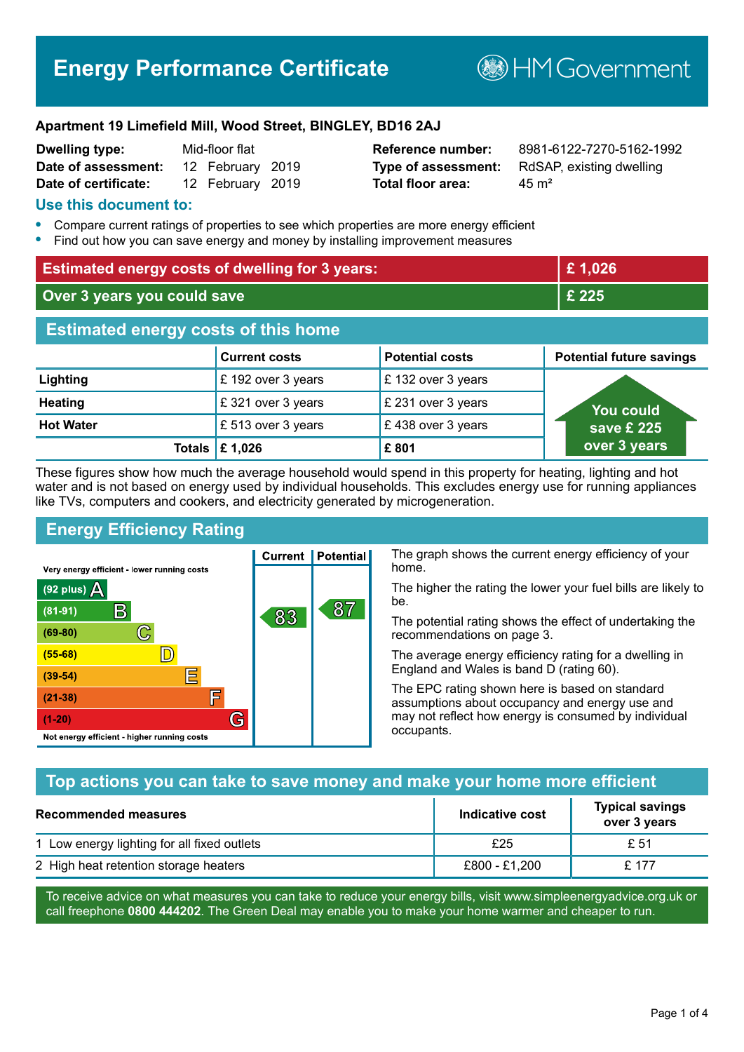# Energy Performance Certificate

HM Government

**Apartment 19 Limefield Mill, Wood Street, BINGLEY, BD16 2AJ**

| | | | |
|---|---|---|---|
| **Dwelling type:** | Mid-floor flat | **Reference number:** | 8981-6122-7270-5162-1992 |
| **Date of assessment:** | 12 February 2019 | **Type of assessment:** | RdSAP, existing dwelling |
| **Date of certificate:** | 12 February 2019 | **Total floor area:** | 45 m² |

## Use this document to:

- Compare current ratings of properties to see which properties are more energy efficient
- Find out how you can save energy and money by installing improvement measures

| | |
|---|---|
| **Estimated energy costs of dwelling for 3 years:** | **£ 1,026** |
| **Over 3 years you could save** | **£ 225** |

## Estimated energy costs of this home

| | Current costs | Potential costs | Potential future savings |
|---|---|---|---|
| **Lighting** | £ 192 over 3 years | £ 132 over 3 years | You could save £ 225 over 3 years |
| **Heating** | £ 321 over 3 years | £ 231 over 3 years | |
| **Hot Water** | £ 513 over 3 years | £ 438 over 3 years | |
| **Totals** | **£ 1,026** | **£ 801** | |

These figures show how much the average household would spend in this property for heating, lighting and hot water and is not based on energy used by individual households. This excludes energy use for running appliances like TVs, computers and cookers, and electricity generated by microgeneration.

## Energy Efficiency Rating

| Rating band | Current | Potential |
|---|---|---|
| Very energy efficient - lower running costs | | |
| (92 plus) A | | |
| (81-91) B | 83 | 87 |
| (69-80) C | | |
| (55-68) D | | |
| (39-54) E | | |
| (21-38) F | | |
| (1-20) G | | |
| Not energy efficient - higher running costs | | |

The graph shows the current energy efficiency of your home.

The higher the rating the lower your fuel bills are likely to be.

The potential rating shows the effect of undertaking the recommendations on page 3.

The average energy efficiency rating for a dwelling in England and Wales is band D (rating 60).

The EPC rating shown here is based on standard assumptions about occupancy and energy use and may not reflect how energy is consumed by individual occupants.

## Top actions you can take to save money and make your home more efficient

| Recommended measures | Indicative cost | Typical savings over 3 years |
|---|---|---|
| 1 Low energy lighting for all fixed outlets | £25 | £ 51 |
| 2 High heat retention storage heaters | £800 - £1,200 | £ 177 |

To receive advice on what measures you can take to reduce your energy bills, visit www.simpleenergyadvice.org.uk or call freephone **0800 444202**. The Green Deal may enable you to make your home warmer and cheaper to run.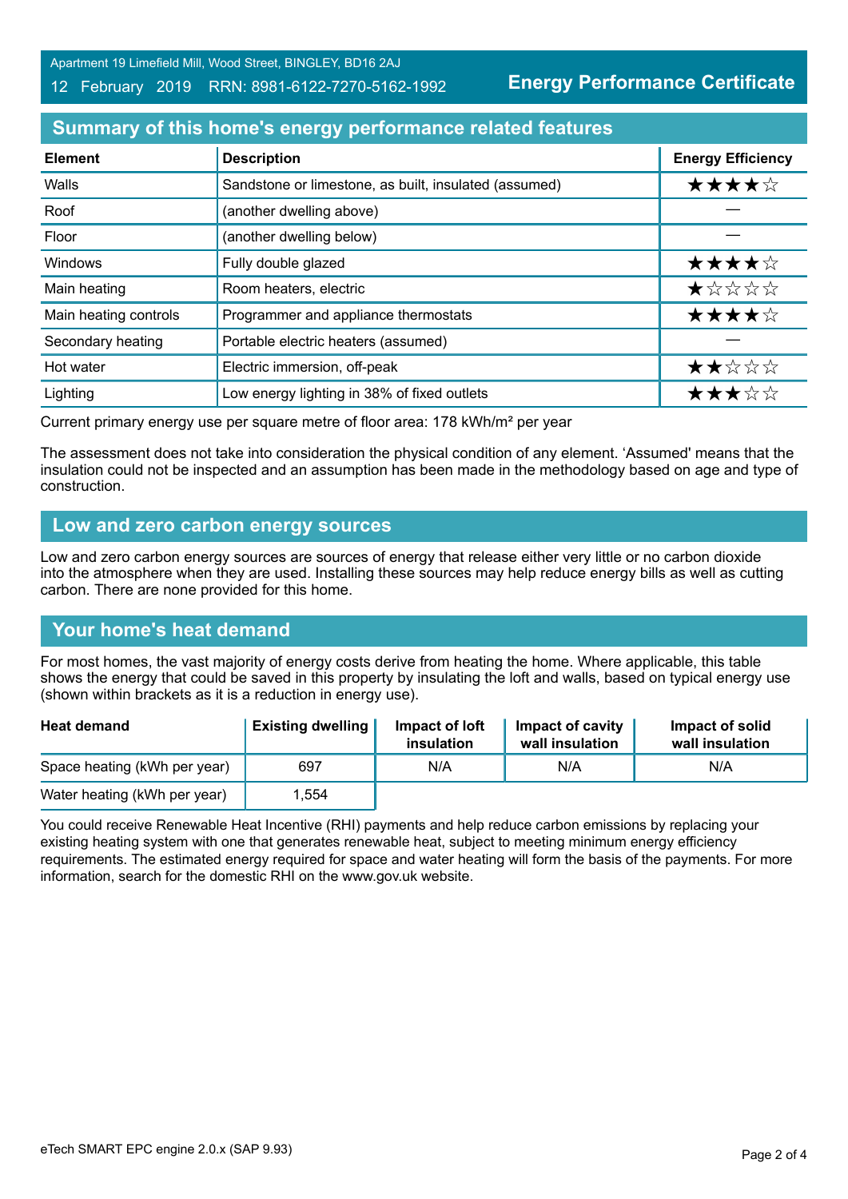Apartment 19 Limefield Mill, Wood Street, BINGLEY, BD16 2AJ
12 February 2019 RRN: 8981-6122-7270-5162-1992

**Energy Performance Certificate**

## Summary of this home's energy performance related features

| Element | Description | Energy Efficiency |
|---|---|---|
| Walls | Sandstone or limestone, as built, insulated (assumed) | ★★★★☆ |
| Roof | (another dwelling above) | — |
| Floor | (another dwelling below) | — |
| Windows | Fully double glazed | ★★★★☆ |
| Main heating | Room heaters, electric | ★☆☆☆☆ |
| Main heating controls | Programmer and appliance thermostats | ★★★★☆ |
| Secondary heating | Portable electric heaters (assumed) | — |
| Hot water | Electric immersion, off-peak | ★★☆☆☆ |
| Lighting | Low energy lighting in 38% of fixed outlets | ★★★☆☆ |

Current primary energy use per square metre of floor area: 178 kWh/m² per year

The assessment does not take into consideration the physical condition of any element. 'Assumed' means that the insulation could not be inspected and an assumption has been made in the methodology based on age and type of construction.

## Low and zero carbon energy sources

Low and zero carbon energy sources are sources of energy that release either very little or no carbon dioxide into the atmosphere when they are used. Installing these sources may help reduce energy bills as well as cutting carbon. There are none provided for this home.

## Your home's heat demand

For most homes, the vast majority of energy costs derive from heating the home. Where applicable, this table shows the energy that could be saved in this property by insulating the loft and walls, based on typical energy use (shown within brackets as it is a reduction in energy use).

| Heat demand | Existing dwelling | Impact of loft insulation | Impact of cavity wall insulation | Impact of solid wall insulation |
|---|---|---|---|---|
| Space heating (kWh per year) | 697 | N/A | N/A | N/A |
| Water heating (kWh per year) | 1,554 | | | |

You could receive Renewable Heat Incentive (RHI) payments and help reduce carbon emissions by replacing your existing heating system with one that generates renewable heat, subject to meeting minimum energy efficiency requirements. The estimated energy required for space and water heating will form the basis of the payments. For more information, search for the domestic RHI on the www.gov.uk website.

eTech SMART EPC engine 2.0.x (SAP 9.93)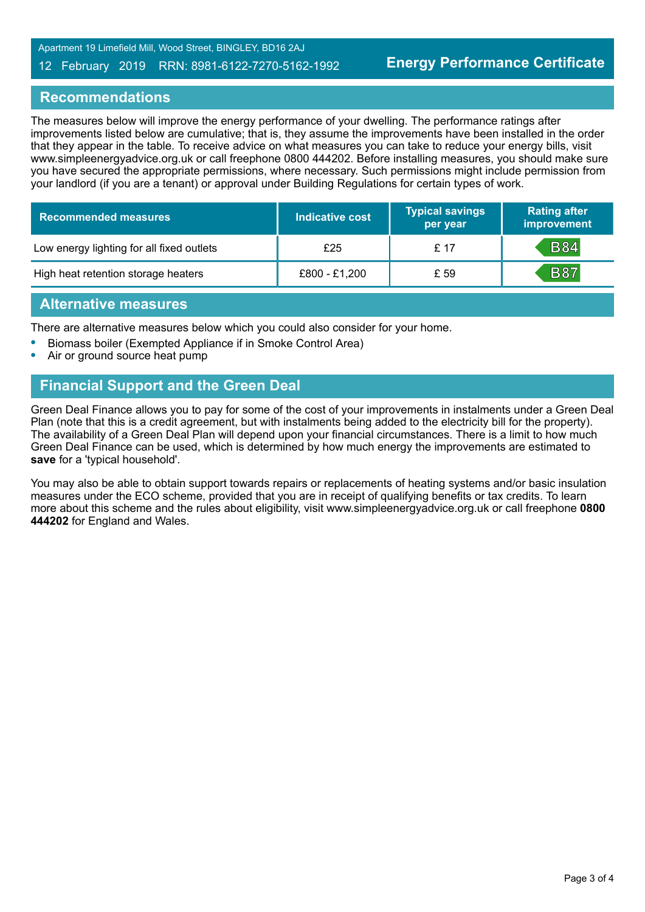## Recommendations

The measures below will improve the energy performance of your dwelling. The performance ratings after improvements listed below are cumulative; that is, they assume the improvements have been installed in the order that they appear in the table. To receive advice on what measures you can take to reduce your energy bills, visit www.simpleenergyadvice.org.uk or call freephone 0800 444202. Before installing measures, you should make sure you have secured the appropriate permissions, where necessary. Such permissions might include permission from your landlord (if you are a tenant) or approval under Building Regulations for certain types of work.

| Recommended measures | Indicative cost | Typical savings per year | Rating after improvement |
|---|---|---|---|
| Low energy lighting for all fixed outlets | £25 | £ 17 | B84 |
| High heat retention storage heaters | £800 - £1,200 | £ 59 | B87 |

## Alternative measures

There are alternative measures below which you could also consider for your home.

- Biomass boiler (Exempted Appliance if in Smoke Control Area)
- Air or ground source heat pump

## Financial Support and the Green Deal

Green Deal Finance allows you to pay for some of the cost of your improvements in instalments under a Green Deal Plan (note that this is a credit agreement, but with instalments being added to the electricity bill for the property). The availability of a Green Deal Plan will depend upon your financial circumstances. There is a limit to how much Green Deal Finance can be used, which is determined by how much energy the improvements are estimated to **save** for a 'typical household'.

You may also be able to obtain support towards repairs or replacements of heating systems and/or basic insulation measures under the ECO scheme, provided that you are in receipt of qualifying benefits or tax credits. To learn more about this scheme and the rules about eligibility, visit www.simpleenergyadvice.org.uk or call freephone **0800 444202** for England and Wales.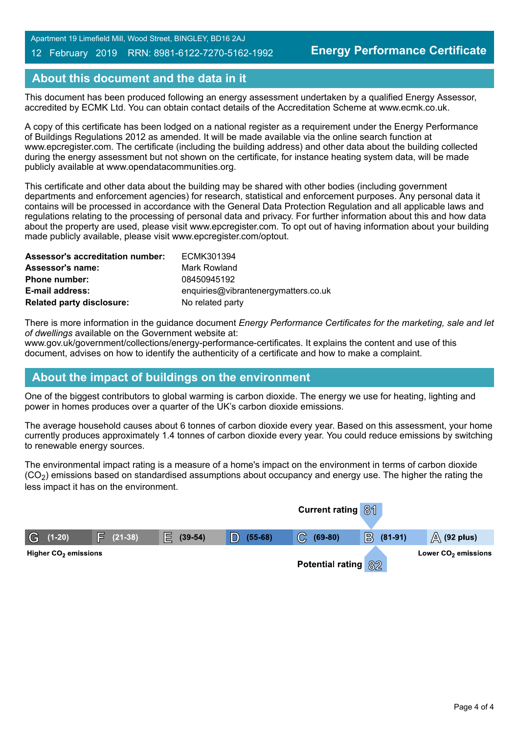Apartment 19 Limefield Mill, Wood Street, BINGLEY, BD16 2AJ

12 February 2019 RRN: 8981-6122-7270-5162-1992

# Energy Performance Certificate

## About this document and the data in it

This document has been produced following an energy assessment undertaken by a qualified Energy Assessor, accredited by ECMK Ltd. You can obtain contact details of the Accreditation Scheme at www.ecmk.co.uk.

A copy of this certificate has been lodged on a national register as a requirement under the Energy Performance of Buildings Regulations 2012 as amended. It will be made available via the online search function at www.epcregister.com. The certificate (including the building address) and other data about the building collected during the energy assessment but not shown on the certificate, for instance heating system data, will be made publicly available at www.opendatacommunities.org.

This certificate and other data about the building may be shared with other bodies (including government departments and enforcement agencies) for research, statistical and enforcement purposes. Any personal data it contains will be processed in accordance with the General Data Protection Regulation and all applicable laws and regulations relating to the processing of personal data and privacy. For further information about this and how data about the property are used, please visit www.epcregister.com. To opt out of having information about your building made publicly available, please visit www.epcregister.com/optout.

| | |
|---|---|
| **Assessor's accreditation number:** | ECMK301394 |
| **Assessor's name:** | Mark Rowland |
| **Phone number:** | 08450945192 |
| **E-mail address:** | enquiries@vibrantenergymatters.co.uk |
| **Related party disclosure:** | No related party |

There is more information in the guidance document *Energy Performance Certificates for the marketing, sale and let of dwellings* available on the Government website at: www.gov.uk/government/collections/energy-performance-certificates. It explains the content and use of this document, advises on how to identify the authenticity of a certificate and how to make a complaint.

## About the impact of buildings on the environment

One of the biggest contributors to global warming is carbon dioxide. The energy we use for heating, lighting and power in homes produces over a quarter of the UK's carbon dioxide emissions.

The average household causes about 6 tonnes of carbon dioxide every year. Based on this assessment, your home currently produces approximately 1.4 tonnes of carbon dioxide every year. You could reduce emissions by switching to renewable energy sources.

The environmental impact rating is a measure of a home's impact on the environment in terms of carbon dioxide ($CO_2$) emissions based on standardised assumptions about occupancy and energy use. The higher the rating the less impact it has on the environment.

Current rating 81

G (1-20) F (21-38) E (39-54) D (55-68) C (69-80) B (81-91) A (92 plus)

Higher $CO_2$ emissions

Lower $CO_2$ emissions

Potential rating 82